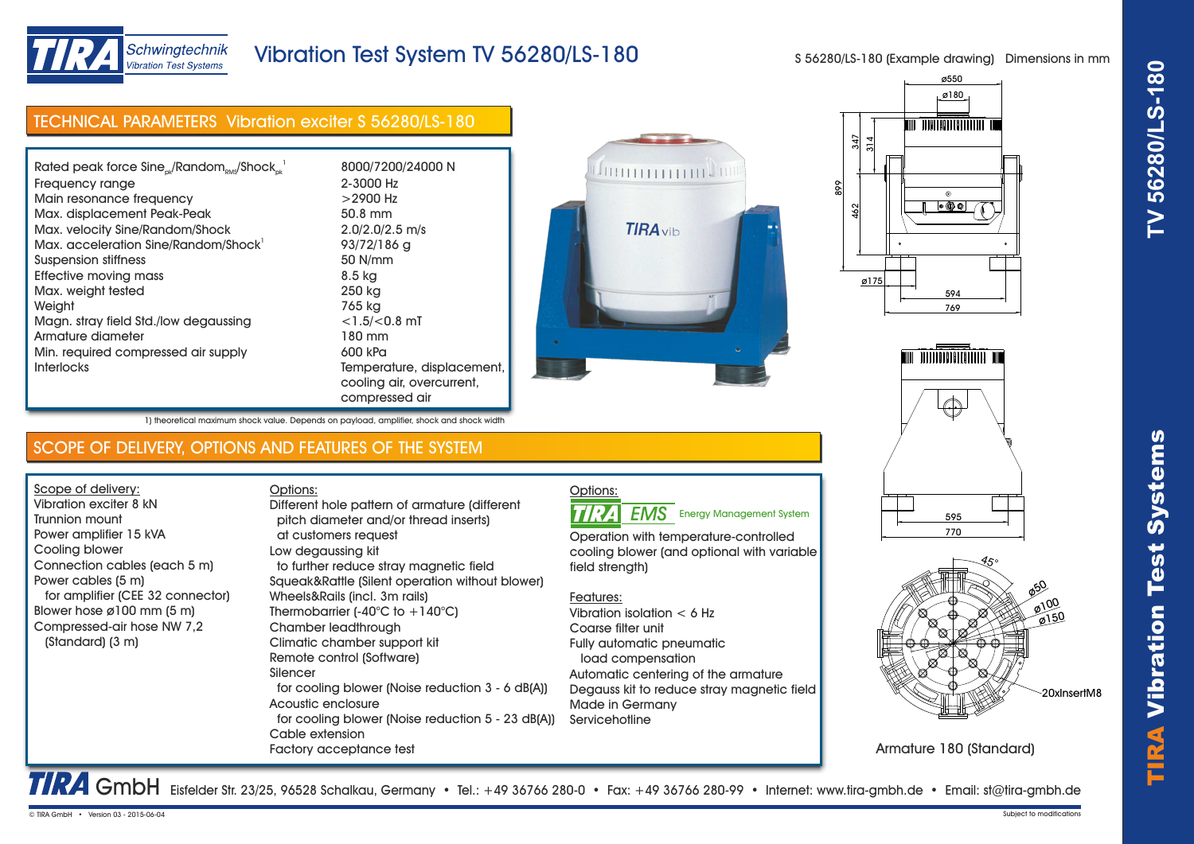# Vibration Test System TV 56280/LS-180

TIRA Schwingtechnik – Vibration Test Systems

S 56280/LS-180 (Example drawing) Dimensions in mm

## TECHNICAL PARAMETERS Vibration exciter S 56280/LS-180

| Parameter | Value |
|---|---|
| Rated peak force $Sine_{pk}/Random_{RMS}/Shock_{pk}$[1] | 8000/7200/24000 N |
| Frequency range | 2-3000 Hz |
| Main resonance frequency | >2900 Hz |
| Max. displacement Peak-Peak | 50.8 mm |
| Max. velocity Sine/Random/Shock | 2.0/2.0/2.5 m/s |
| Max. acceleration Sine/Random/Shock[1] | 93/72/186 g |
| Suspension stiffness | 50 N/mm |
| Effective moving mass | 8.5 kg |
| Max. weight tested | 250 kg |
| Weight | 765 kg |
| Magn. stray field Std./low degaussing | <1.5/<0.8 mT |
| Armature diameter | 180 mm |
| Min. required compressed air supply | 600 kPa |
| Interlocks | Temperature, displacement, cooling air, overcurrent, compressed air |

1) theoretical maximum shock value. Depends on payload, amplifier, shock and shock width

Armature 180 (Standard)

## SCOPE OF DELIVERY, OPTIONS AND FEATURES OF THE SYSTEM

**Scope of delivery:**

- Vibration exciter 8 kN
- Trunnion mount
- Power amplifier 15 kVA
- Cooling blower
- Connection cables (each 5 m)
- Power cables (5 m) for amplifier (CEE 32 connector)
- Blower hose ø100 mm (5 m)
- Compressed-air hose NW 7,2 (Standard) (3 m)

**Options:**

- Different hole pattern of armature (different pitch diameter and/or thread inserts) at customers request
- Low degaussing kit to further reduce stray magnetic field
- Squeak&Rattle (Silent operation without blower)
- Wheels&Rails (incl. 3m rails)
- Thermobarrier (-40°C to +140°C)
- Chamber leadthrough
- Climatic chamber support kit
- Remote control (Software)
- Silencer for cooling blower (Noise reduction 3 - 6 dB(A))
- Acoustic enclosure for cooling blower (Noise reduction 5 - 23 dB(A))
- Cable extension
- Factory acceptance test

**Options:**

TIRA EMS Energy Management System

Operation with temperature-controlled cooling blower (and optional with variable field strength)

**Features:**

- Vibration isolation < 6 Hz
- Coarse filter unit
- Fully automatic pneumatic load compensation
- Automatic centering of the armature
- Degauss kit to reduce stray magnetic field
- Made in Germany
- Servicehotline

**TIRA GmbH** Eisfelder Str. 23/25, 96528 Schalkau, Germany • Tel.: +49 36766 280-0 • Fax: +49 36766 280-99 • Internet: www.tira-gmbh.de • Email: st@tira-gmbh.de

© TIRA GmbH • Version 03 - 2015-06-04 — Subject to modifications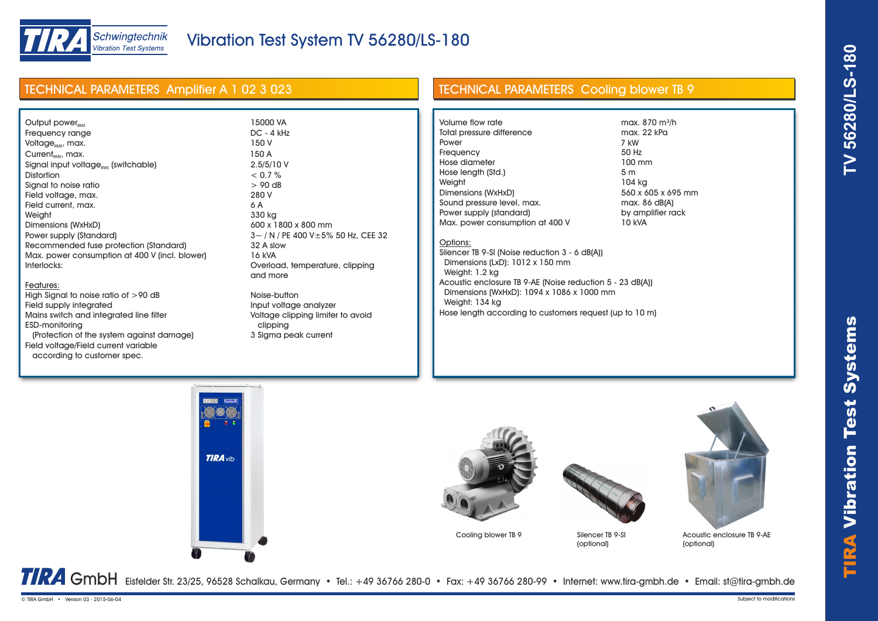# Vibration Test System TV 56280/LS-180

## TECHNICAL PARAMETERS Amplifier A 1 02 3 023

| | |
|---|---|
| Output power$_{RMS}$ | 15000 VA |
| Frequency range | DC - 4 kHz |
| Voltage$_{RMS}$, max. | 150 V |
| Current$_{RMS}$, max. | 150 A |
| Signal input voltage$_{RMS}$ (switchable) | 2.5/5/10 V |
| Distortion | < 0.7 % |
| Signal to noise ratio | > 90 dB |
| Field voltage, max. | 280 V |
| Field current, max. | 6 A |
| Weight | 330 kg |
| Dimensions (WxHxD) | 600 x 1800 x 800 mm |
| Power supply (Standard) | 3~ / N / PE 400 V±5% 50 Hz, CEE 32 |
| Recommended fuse protection (Standard) | 32 A slow |
| Max. power consumption at 400 V (incl. blower) | 16 kVA |
| Interlocks: | Overload, temperature, clipping and more |

Features:

- High Signal to noise ratio of >90 dB
- Field supply integrated
- Mains switch and integrated line filter
- ESD-monitoring (Protection of the system against damage)
- Field voltage/Field current variable according to customer spec.
- Noise-button
- Input voltage analyzer
- Voltage clipping limiter to avoid clipping
- 3 Sigma peak current

## TECHNICAL PARAMETERS Cooling blower TB 9

| | |
|---|---|
| Volume flow rate | max. 870 m³/h |
| Total pressure difference | max. 22 kPa |
| Power | 7 kW |
| Frequency | 50 Hz |
| Hose diameter | 100 mm |
| Hose length (Std.) | 5 m |
| Weight | 104 kg |
| Dimensions (WxHxD) | 560 x 605 x 695 mm |
| Sound pressure level, max. | max. 86 dB(A) |
| Power supply (standard) | by amplifier rack |
| Max. power consumption at 400 V | 10 kVA |

Options:

Silencer TB 9-SI (Noise reduction 3 - 6 dB(A))
  Dimensions (LxD): 1012 x 150 mm
  Weight: 1.2 kg

Acoustic enclosure TB 9-AE (Noise reduction 5 - 23 dB(A))
  Dimensions (WxHxD): 1094 x 1086 x 1000 mm
  Weight: 134 kg

Hose length according to customers request (up to 10 m)

Cooling blower TB 9

Silencer TB 9-SI (optional)

Acoustic enclosure TB 9-AE (optional)

**TIRA GmbH** Eisfelder Str. 23/25, 96528 Schalkau, Germany • Tel.: +49 36766 280-0 • Fax: +49 36766 280-99 • Internet: www.tira-gmbh.de • Email: st@tira-gmbh.de

© TIRA GmbH • Version 03 - 2015-06-04

Subject to modifications